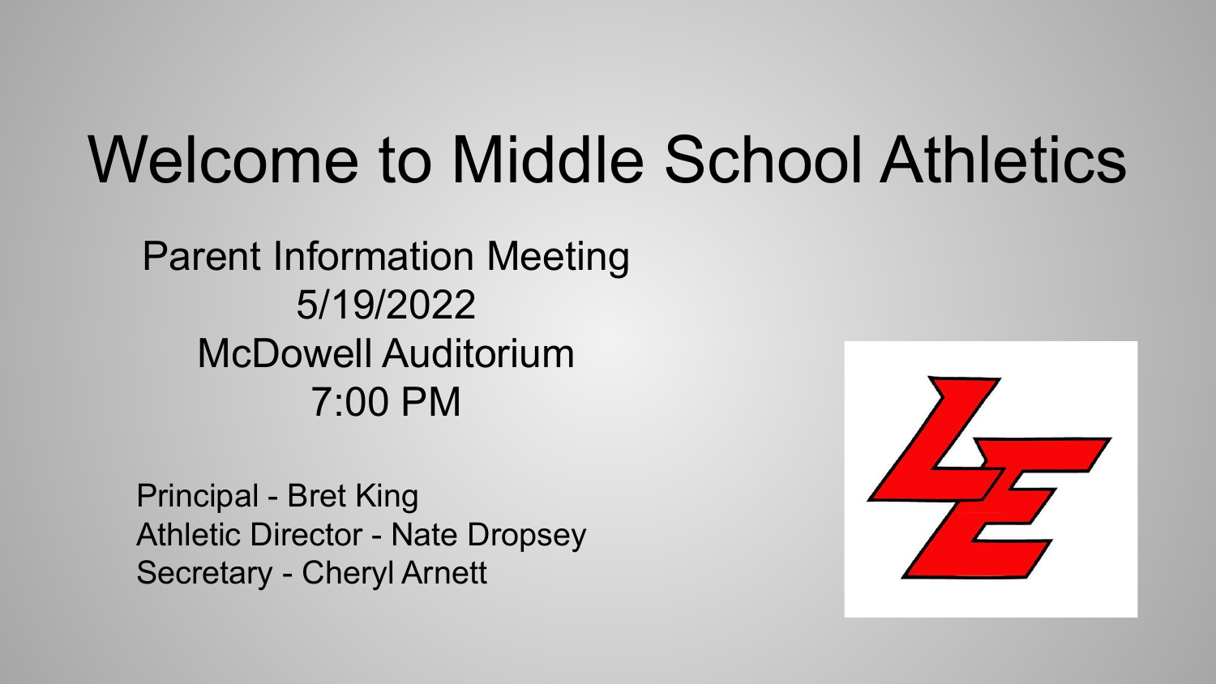# Welcome to Middle School Athletics

Parent Information Meeting
5/19/2022
McDowell Auditorium
7:00 PM

Principal - Bret King
Athletic Director - Nate Dropsey
Secretary - Cheryl Arnett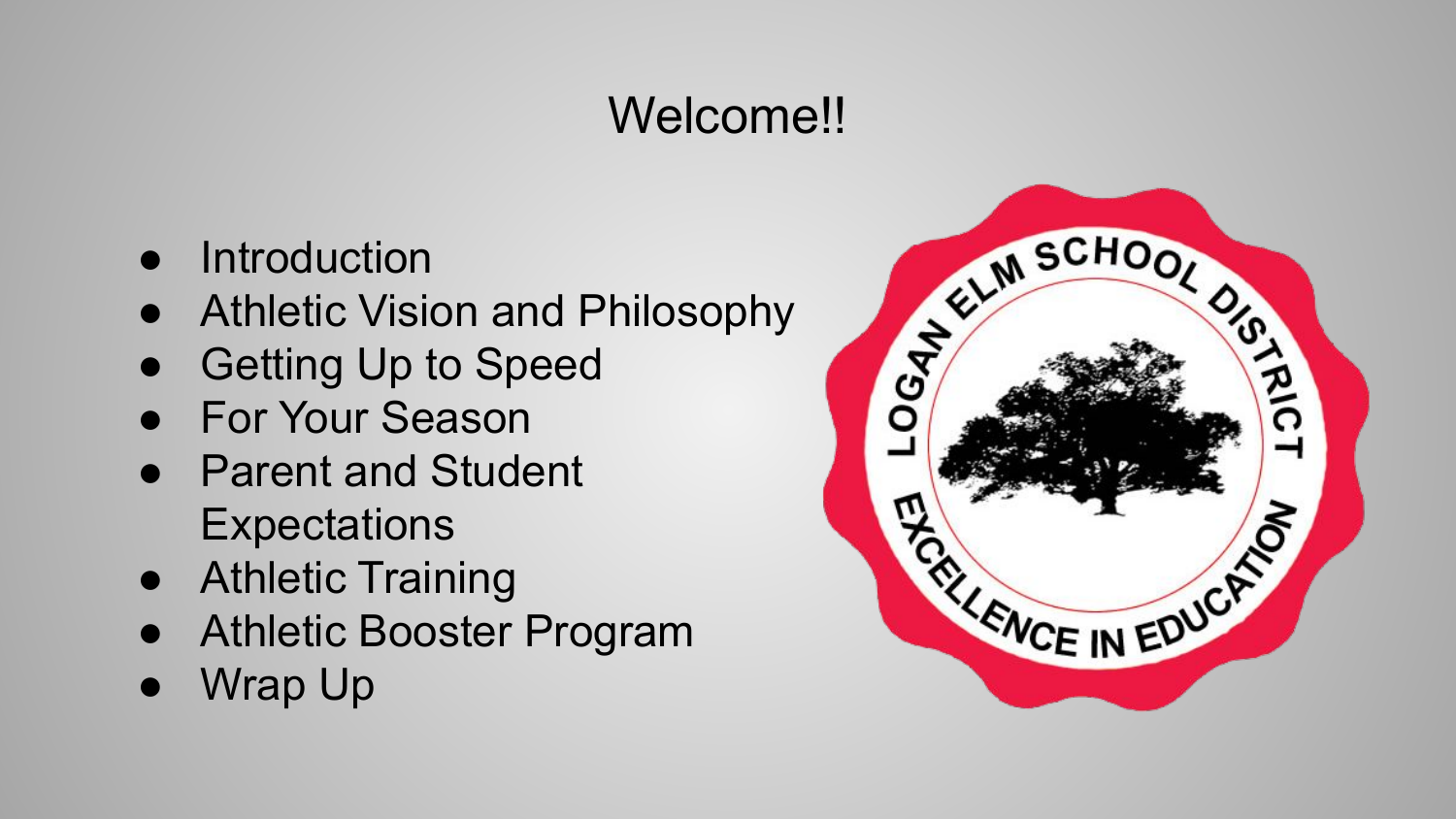# Welcome!!

- Introduction
- Athletic Vision and Philosophy
- Getting Up to Speed
- For Your Season
- Parent and Student Expectations
- Athletic Training
- Athletic Booster Program
- Wrap Up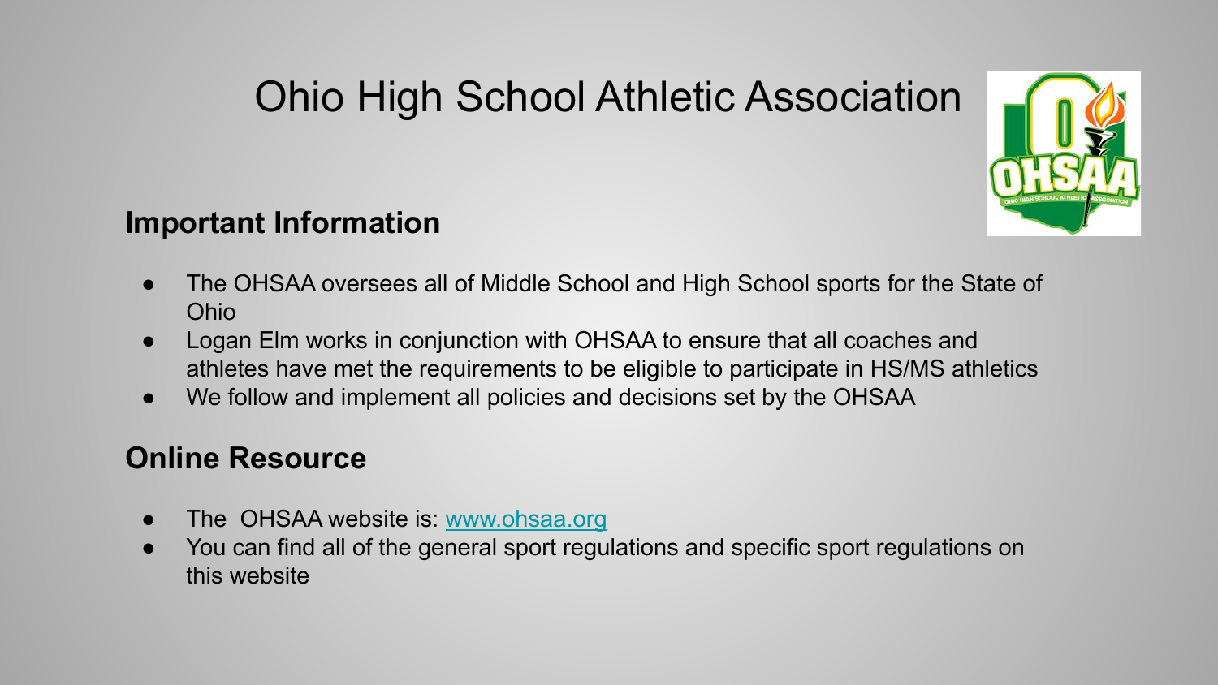# Ohio High School Athletic Association

## Important Information

- The OHSAA oversees all of Middle School and High School sports for the State of Ohio
- Logan Elm works in conjunction with OHSAA to ensure that all coaches and athletes have met the requirements to be eligible to participate in HS/MS athletics
- We follow and implement all policies and decisions set by the OHSAA

## Online Resource

- The OHSAA website is: www.ohsaa.org
- You can find all of the general sport regulations and specific sport regulations on this website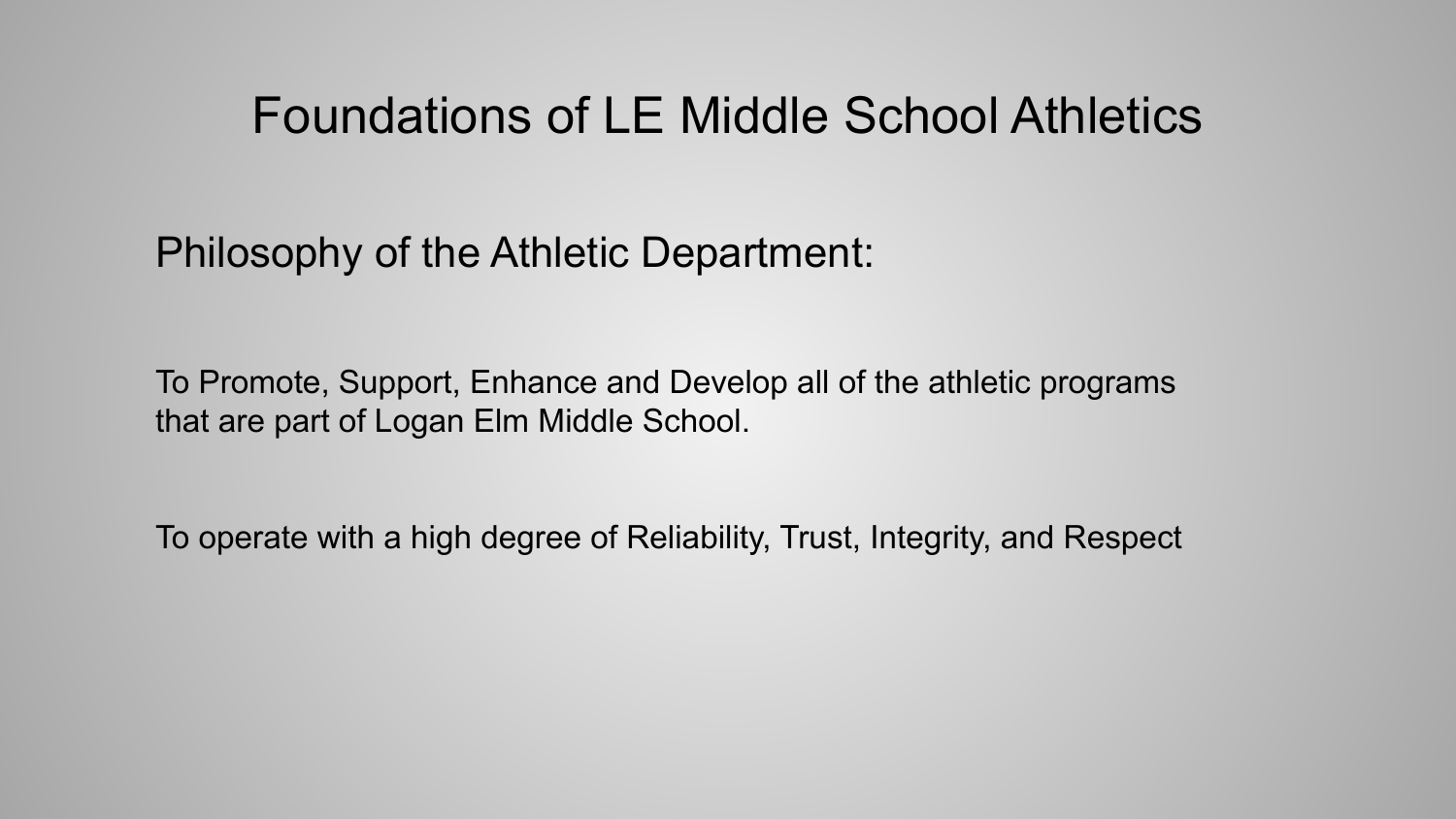# Foundations of LE Middle School Athletics

## Philosophy of the Athletic Department:

To Promote, Support, Enhance and Develop all of the athletic programs that are part of Logan Elm Middle School.

To operate with a high degree of Reliability, Trust, Integrity, and Respect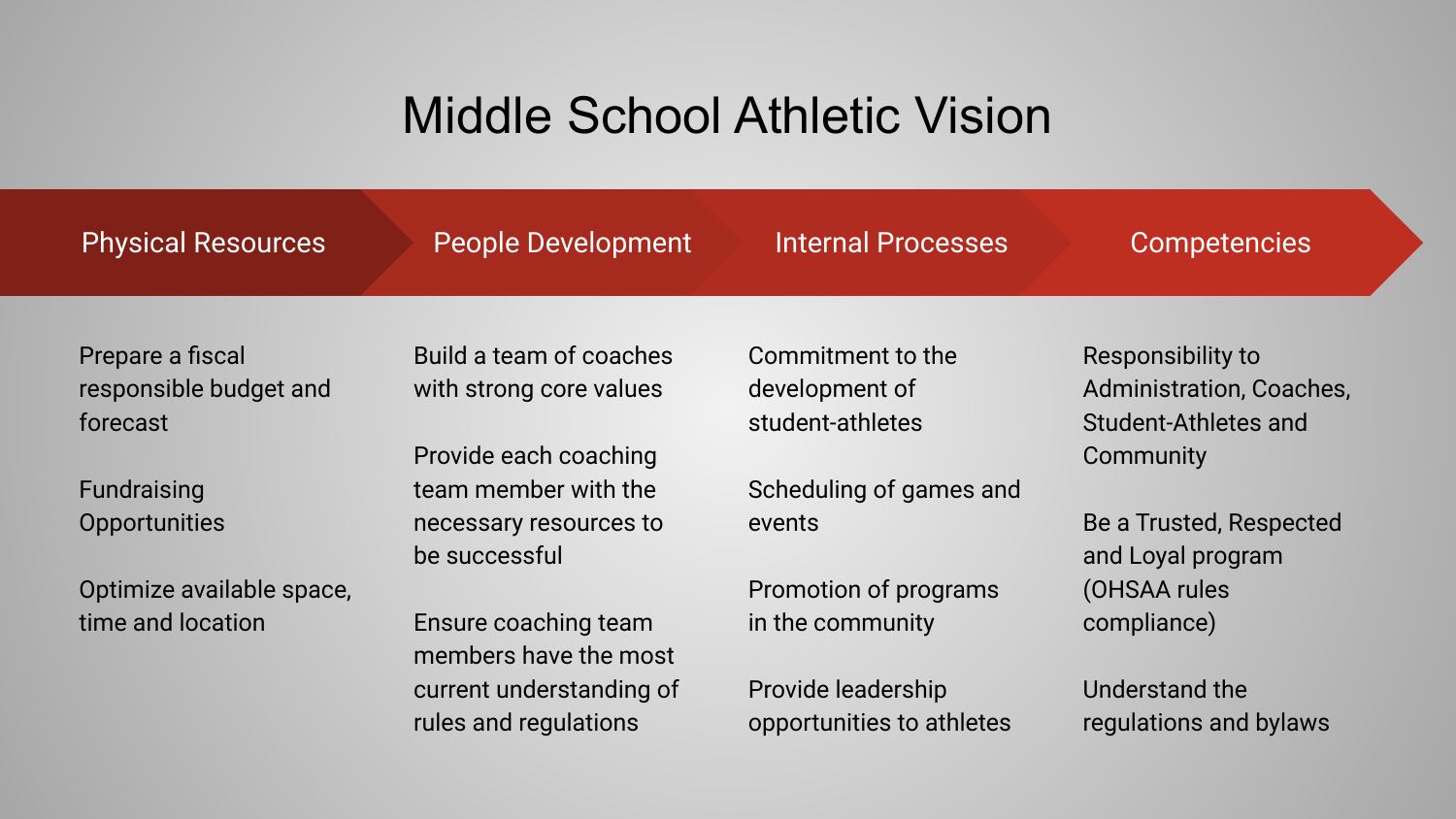# Middle School Athletic Vision

## Physical Resources

- Prepare a fiscal responsible budget and forecast
- Fundraising Opportunities
- Optimize available space, time and location

## People Development

- Build a team of coaches with strong core values
- Provide each coaching team member with the necessary resources to be successful
- Ensure coaching team members have the most current understanding of rules and regulations

## Internal Processes

- Commitment to the development of student-athletes
- Scheduling of games and events
- Promotion of programs in the community
- Provide leadership opportunities to athletes

## Competencies

- Responsibility to Administration, Coaches, Student-Athletes and Community
- Be a Trusted, Respected and Loyal program (OHSAA rules compliance)
- Understand the regulations and bylaws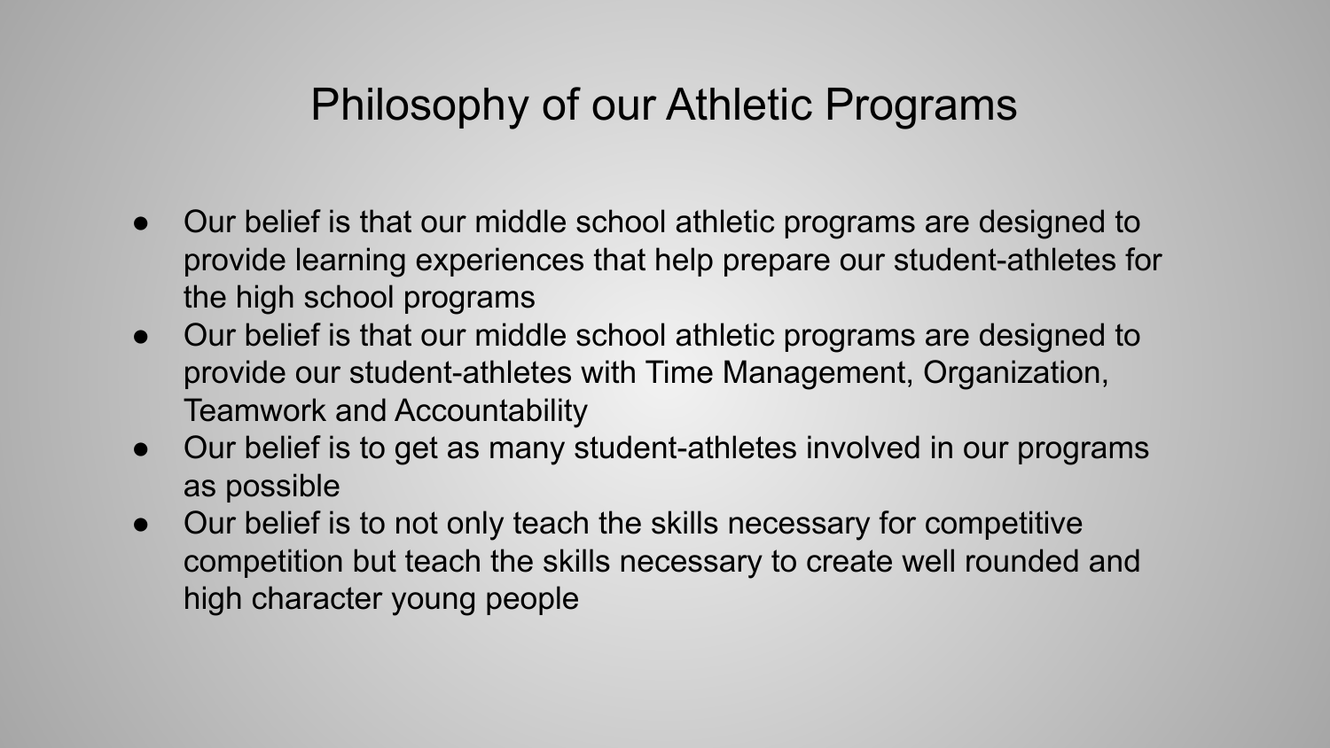# Philosophy of our Athletic Programs

- Our belief is that our middle school athletic programs are designed to provide learning experiences that help prepare our student-athletes for the high school programs
- Our belief is that our middle school athletic programs are designed to provide our student-athletes with Time Management, Organization, Teamwork and Accountability
- Our belief is to get as many student-athletes involved in our programs as possible
- Our belief is to not only teach the skills necessary for competitive competition but teach the skills necessary to create well rounded and high character young people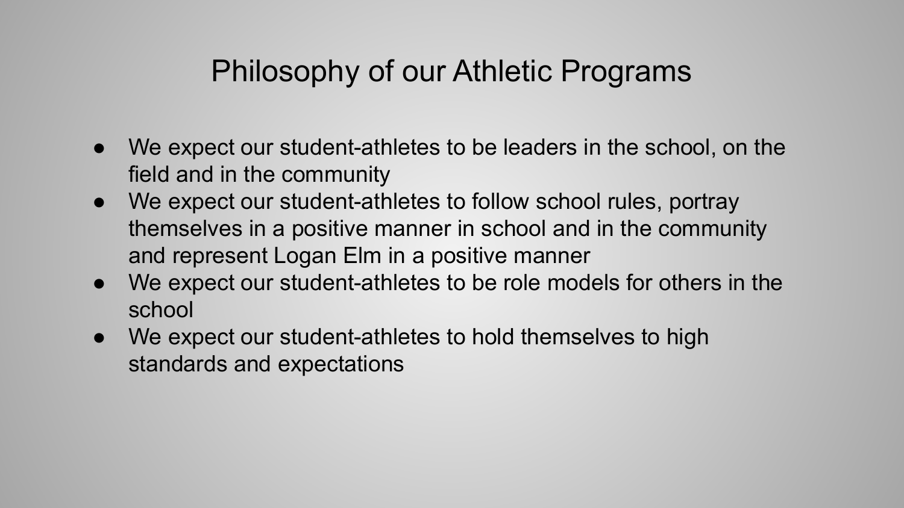# Philosophy of our Athletic Programs

- We expect our student-athletes to be leaders in the school, on the field and in the community
- We expect our student-athletes to follow school rules, portray themselves in a positive manner in school and in the community and represent Logan Elm in a positive manner
- We expect our student-athletes to be role models for others in the school
- We expect our student-athletes to hold themselves to high standards and expectations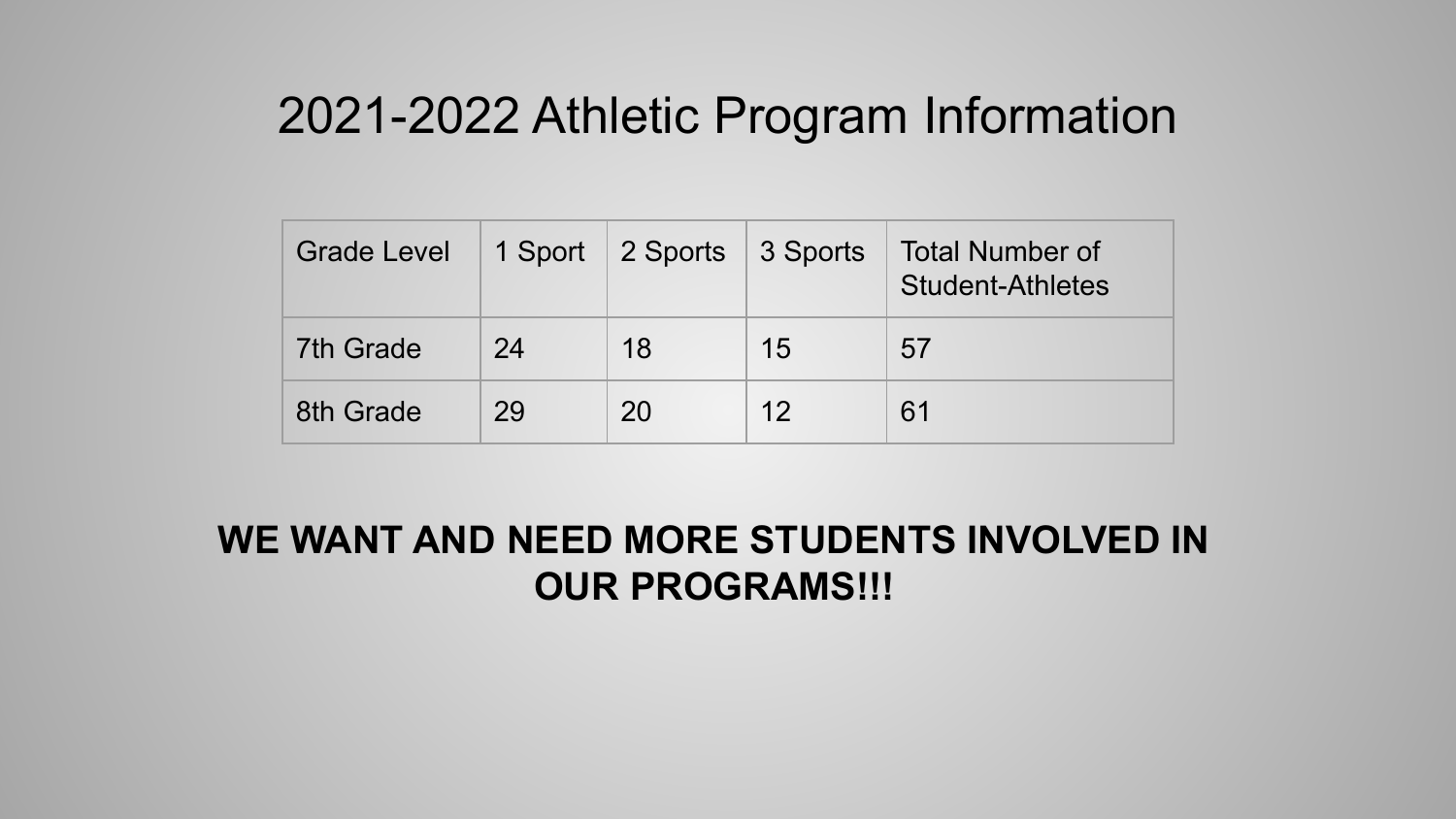# 2021-2022 Athletic Program Information

| Grade Level | 1 Sport | 2 Sports | 3 Sports | Total Number of Student-Athletes |
|---|---|---|---|---|
| 7th Grade | 24 | 18 | 15 | 57 |
| 8th Grade | 29 | 20 | 12 | 61 |

**WE WANT AND NEED MORE STUDENTS INVOLVED IN OUR PROGRAMS!!!**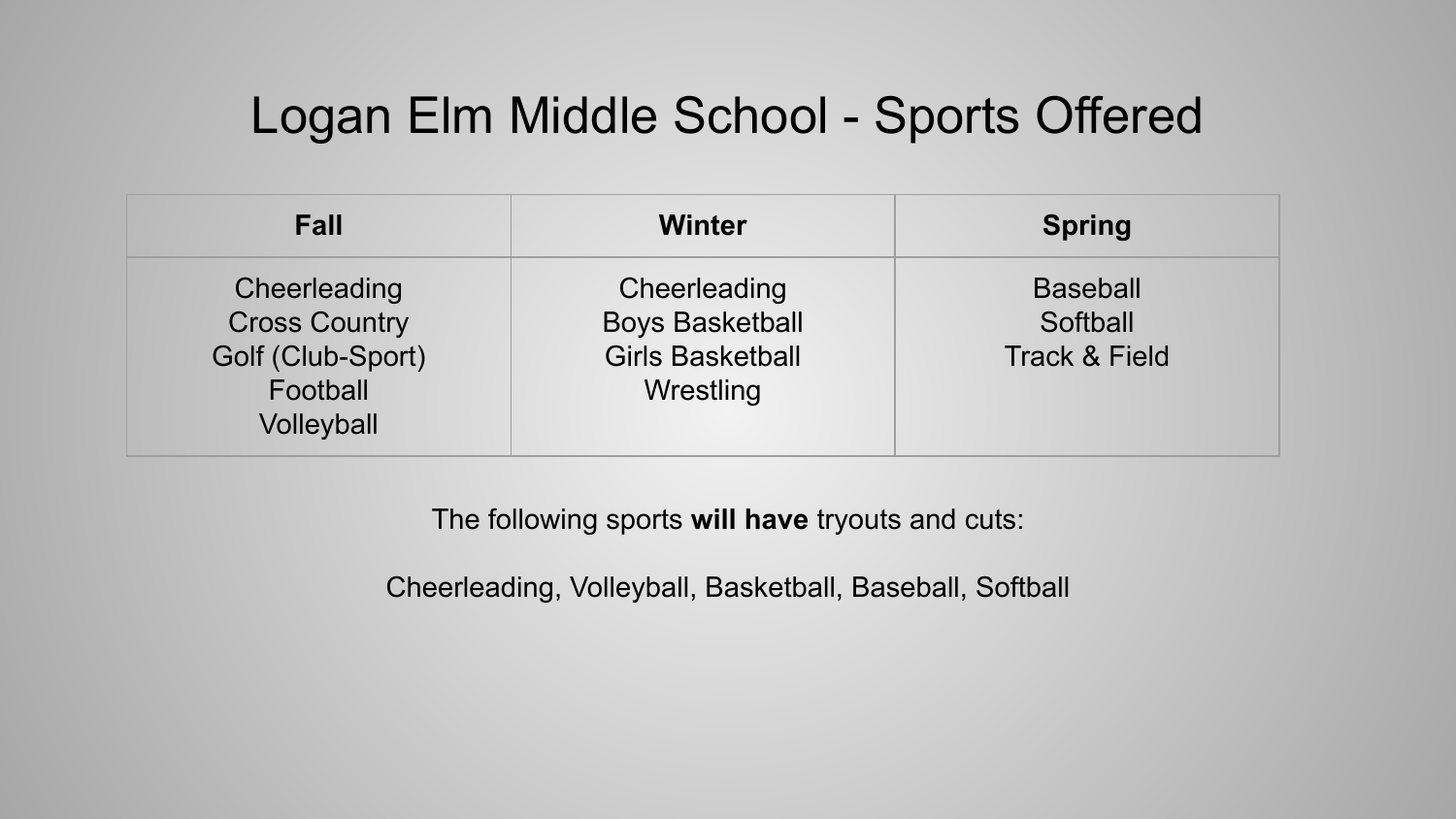# Logan Elm Middle School - Sports Offered

| Fall | Winter | Spring |
| --- | --- | --- |
| Cheerleading<br>Cross Country<br>Golf (Club-Sport)<br>Football<br>Volleyball | Cheerleading<br>Boys Basketball<br>Girls Basketball<br>Wrestling | Baseball<br>Softball<br>Track & Field |

The following sports **will have** tryouts and cuts:

Cheerleading, Volleyball, Basketball, Baseball, Softball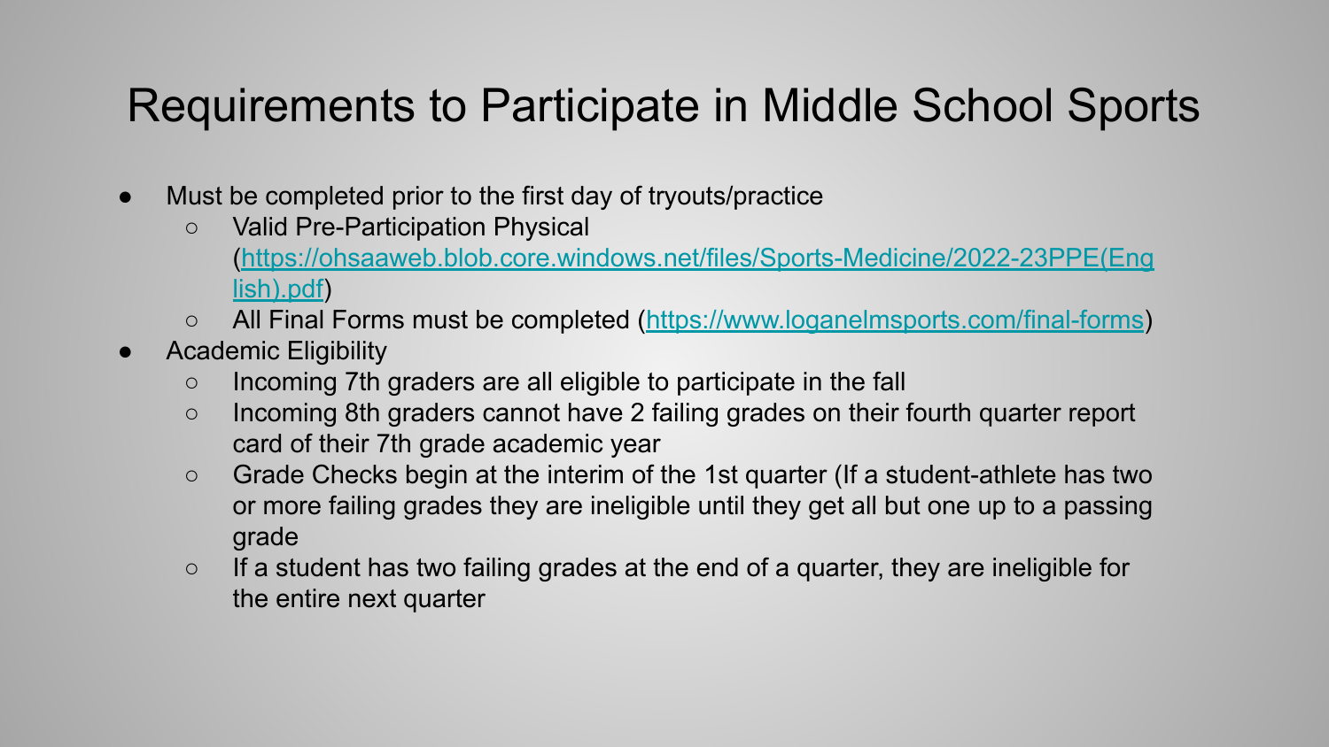# Requirements to Participate in Middle School Sports

- Must be completed prior to the first day of tryouts/practice
  - Valid Pre-Participation Physical (https://ohsaaweb.blob.core.windows.net/files/Sports-Medicine/2022-23PPE(English).pdf)
  - All Final Forms must be completed (https://www.loganelmsports.com/final-forms)
- Academic Eligibility
  - Incoming 7th graders are all eligible to participate in the fall
  - Incoming 8th graders cannot have 2 failing grades on their fourth quarter report card of their 7th grade academic year
  - Grade Checks begin at the interim of the 1st quarter (If a student-athlete has two or more failing grades they are ineligible until they get all but one up to a passing grade
  - If a student has two failing grades at the end of a quarter, they are ineligible for the entire next quarter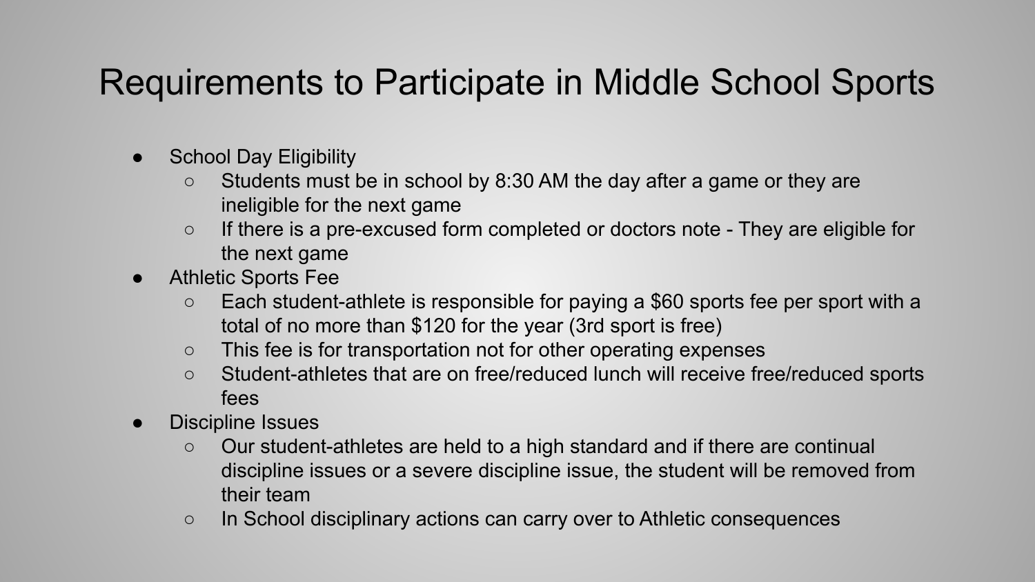# Requirements to Participate in Middle School Sports

- School Day Eligibility
  - Students must be in school by 8:30 AM the day after a game or they are ineligible for the next game
  - If there is a pre-excused form completed or doctors note - They are eligible for the next game
- Athletic Sports Fee
  - Each student-athlete is responsible for paying a $60 sports fee per sport with a total of no more than $120 for the year (3rd sport is free)
  - This fee is for transportation not for other operating expenses
  - Student-athletes that are on free/reduced lunch will receive free/reduced sports fees
- Discipline Issues
  - Our student-athletes are held to a high standard and if there are continual discipline issues or a severe discipline issue, the student will be removed from their team
  - In School disciplinary actions can carry over to Athletic consequences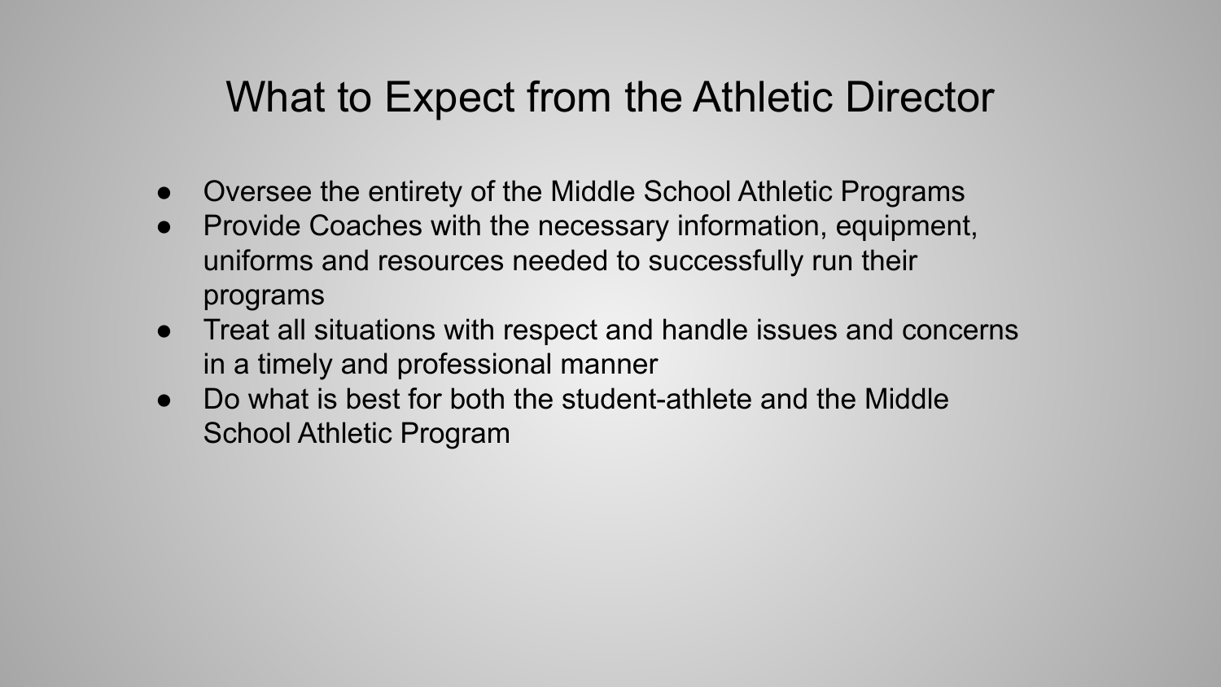# What to Expect from the Athletic Director

- Oversee the entirety of the Middle School Athletic Programs
- Provide Coaches with the necessary information, equipment, uniforms and resources needed to successfully run their programs
- Treat all situations with respect and handle issues and concerns in a timely and professional manner
- Do what is best for both the student-athlete and the Middle School Athletic Program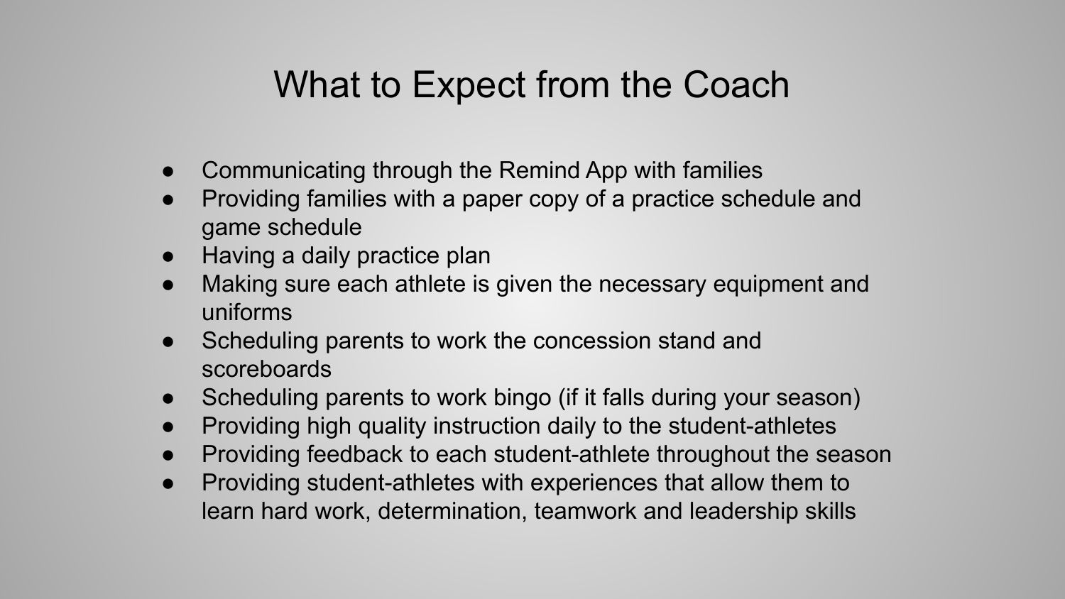# What to Expect from the Coach

- Communicating through the Remind App with families
- Providing families with a paper copy of a practice schedule and game schedule
- Having a daily practice plan
- Making sure each athlete is given the necessary equipment and uniforms
- Scheduling parents to work the concession stand and scoreboards
- Scheduling parents to work bingo (if it falls during your season)
- Providing high quality instruction daily to the student-athletes
- Providing feedback to each student-athlete throughout the season
- Providing student-athletes with experiences that allow them to learn hard work, determination, teamwork and leadership skills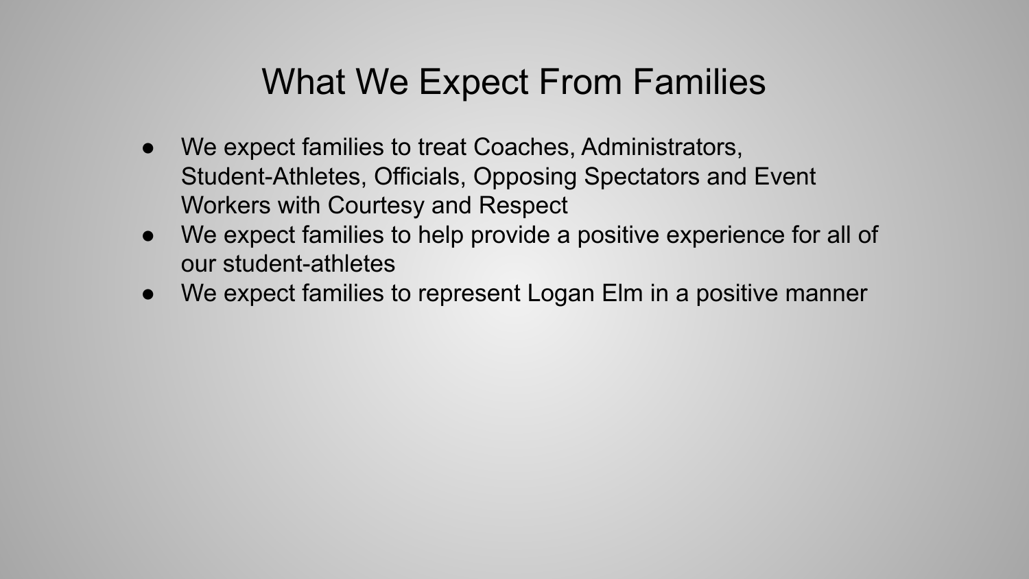# What We Expect From Families

- We expect families to treat Coaches, Administrators, Student-Athletes, Officials, Opposing Spectators and Event Workers with Courtesy and Respect
- We expect families to help provide a positive experience for all of our student-athletes
- We expect families to represent Logan Elm in a positive manner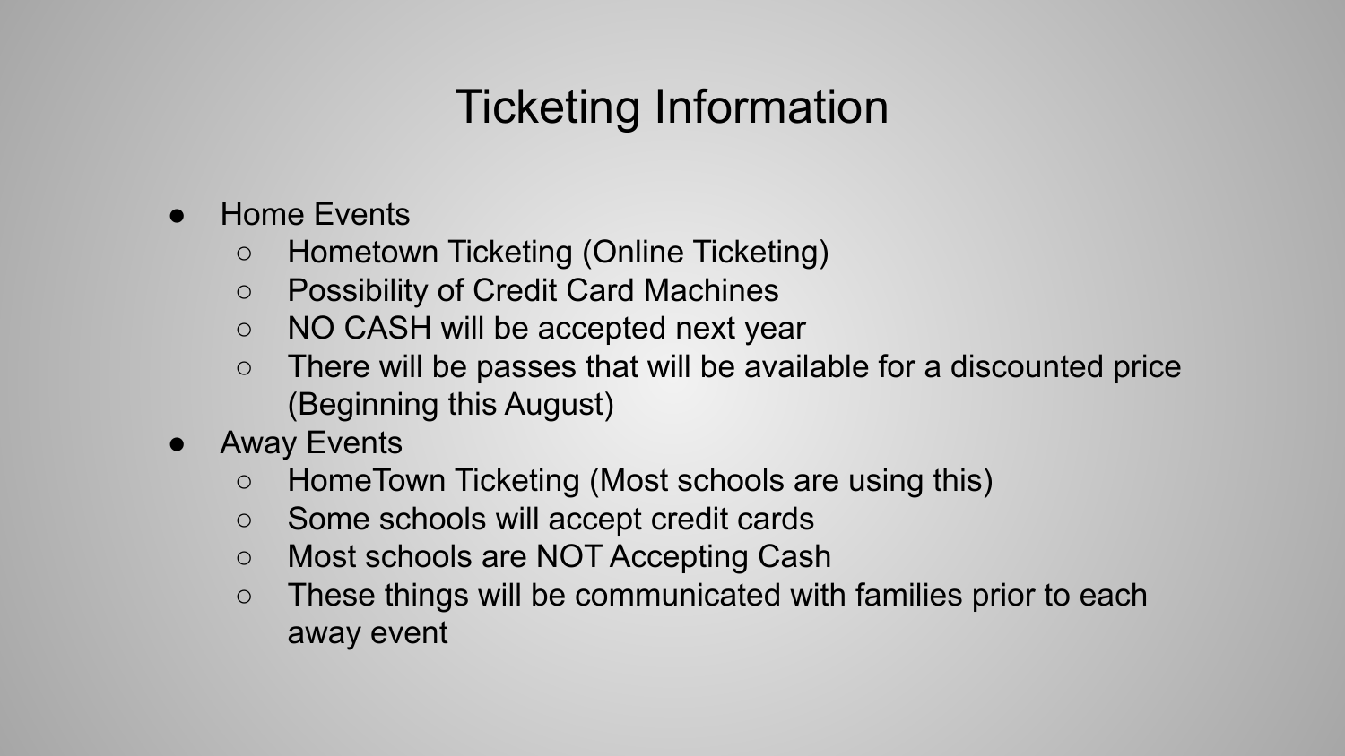# Ticketing Information

- Home Events
  - Hometown Ticketing (Online Ticketing)
  - Possibility of Credit Card Machines
  - NO CASH will be accepted next year
  - There will be passes that will be available for a discounted price (Beginning this August)
- Away Events
  - HomeTown Ticketing (Most schools are using this)
  - Some schools will accept credit cards
  - Most schools are NOT Accepting Cash
  - These things will be communicated with families prior to each away event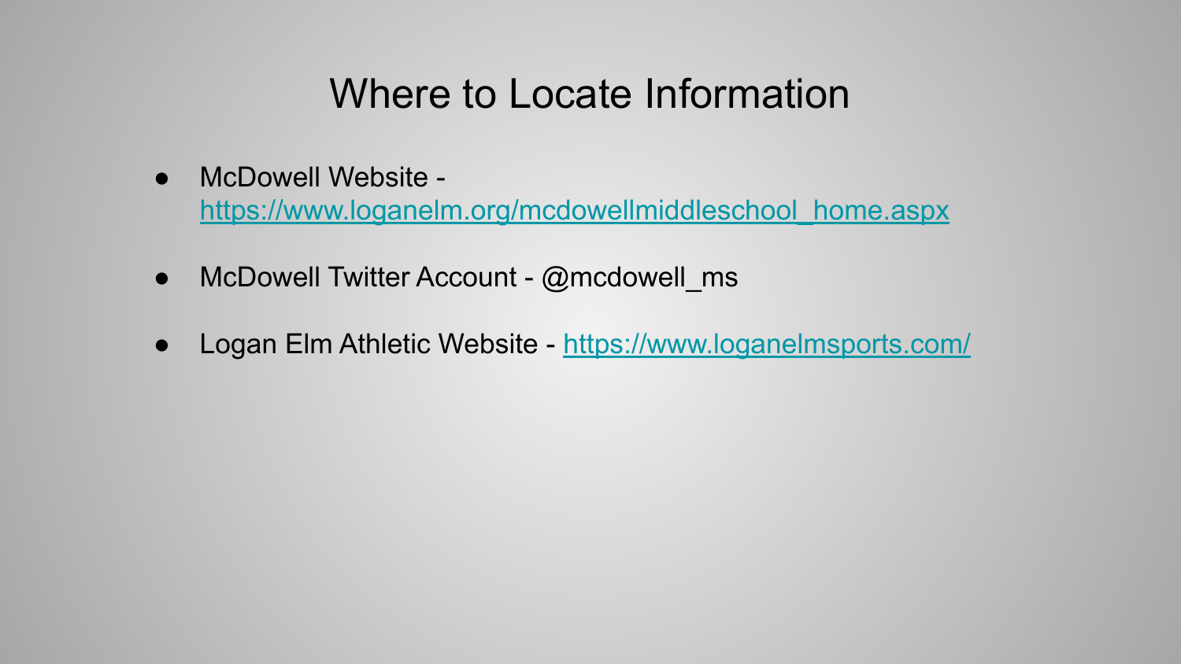# Where to Locate Information

- McDowell Website - [https://www.loganelm.org/mcdowellmiddleschool_home.aspx](https://www.loganelm.org/mcdowellmiddleschool_home.aspx)
- McDowell Twitter Account - @mcdowell_ms
- Logan Elm Athletic Website - [https://www.loganelmsports.com/](https://www.loganelmsports.com/)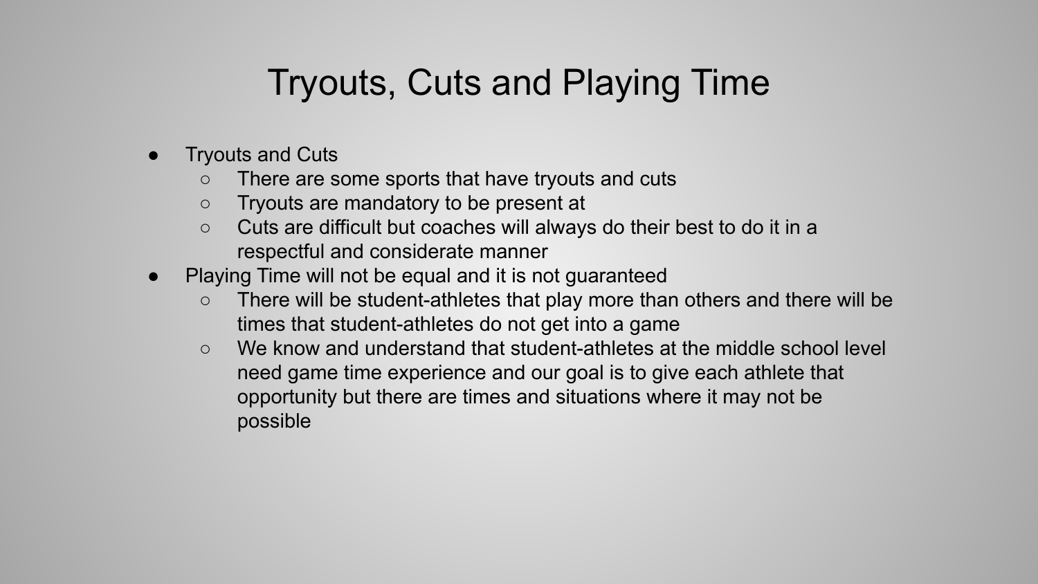# Tryouts, Cuts and Playing Time

- Tryouts and Cuts
  - There are some sports that have tryouts and cuts
  - Tryouts are mandatory to be present at
  - Cuts are difficult but coaches will always do their best to do it in a respectful and considerate manner
- Playing Time will not be equal and it is not guaranteed
  - There will be student-athletes that play more than others and there will be times that student-athletes do not get into a game
  - We know and understand that student-athletes at the middle school level need game time experience and our goal is to give each athlete that opportunity but there are times and situations where it may not be possible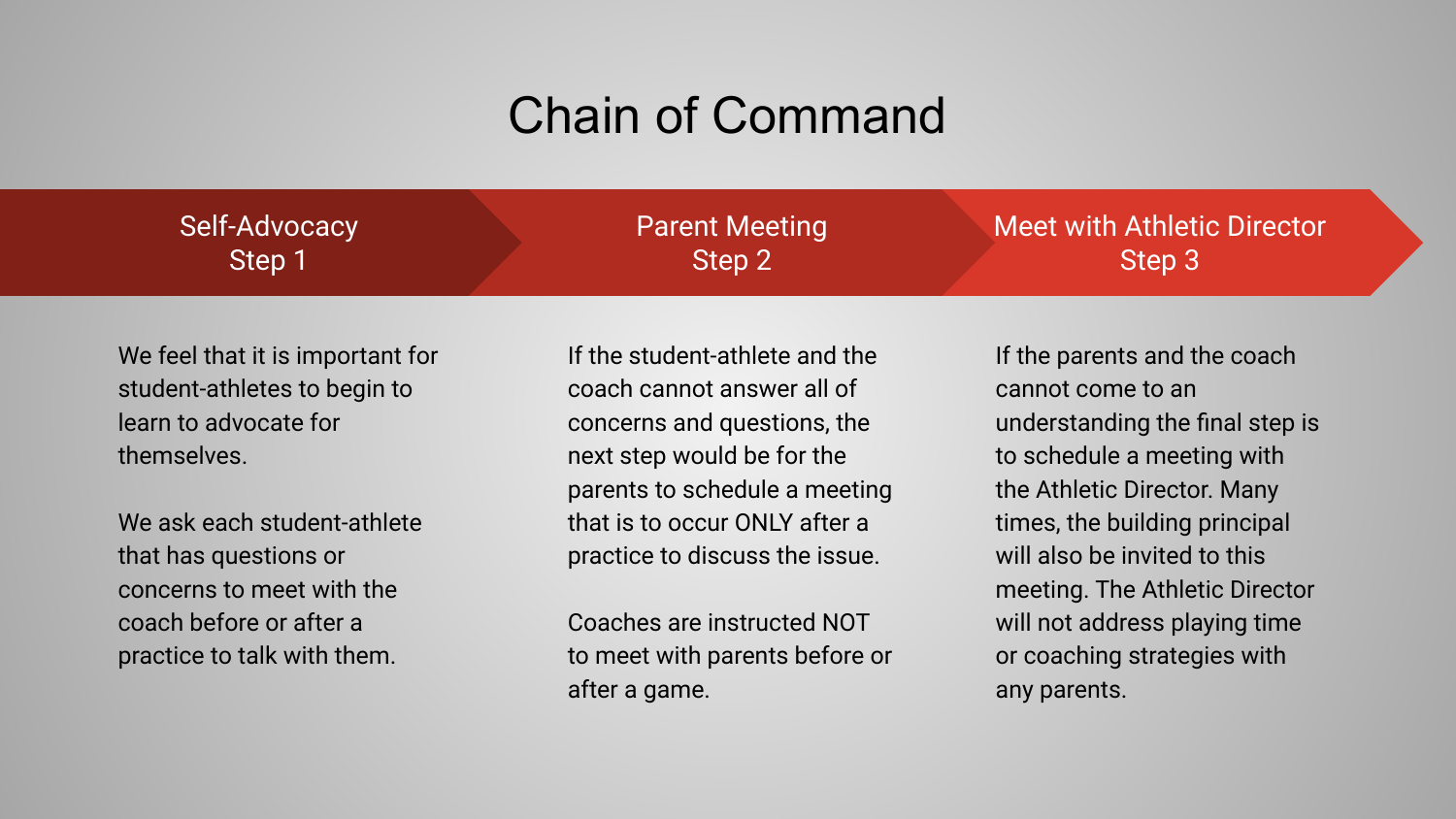# Chain of Command

## Self-Advocacy Step 1

We feel that it is important for student-athletes to begin to learn to advocate for themselves.

We ask each student-athlete that has questions or concerns to meet with the coach before or after a practice to talk with them.

## Parent Meeting Step 2

If the student-athlete and the coach cannot answer all of concerns and questions, the next step would be for the parents to schedule a meeting that is to occur ONLY after a practice to discuss the issue.

Coaches are instructed NOT to meet with parents before or after a game.

## Meet with Athletic Director Step 3

If the parents and the coach cannot come to an understanding the final step is to schedule a meeting with the Athletic Director. Many times, the building principal will also be invited to this meeting. The Athletic Director will not address playing time or coaching strategies with any parents.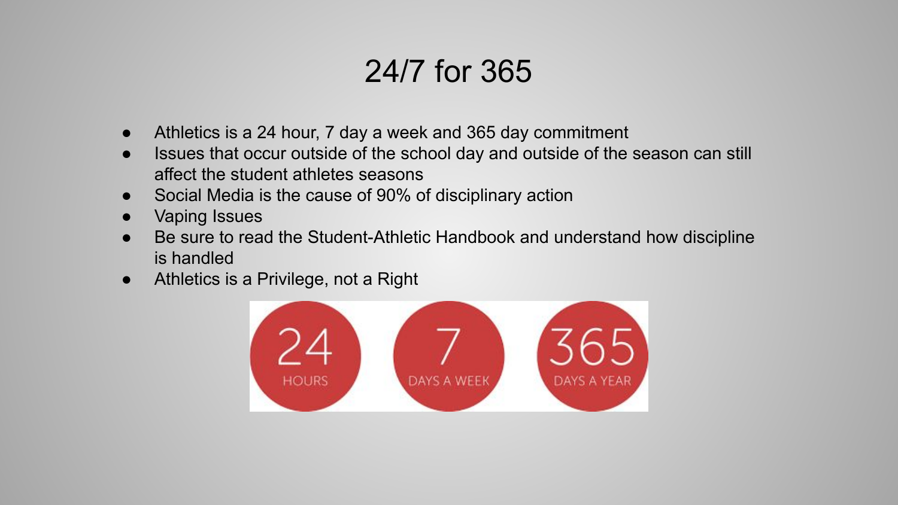# 24/7 for 365

- Athletics is a 24 hour, 7 day a week and 365 day commitment
- Issues that occur outside of the school day and outside of the season can still affect the student athletes seasons
- Social Media is the cause of 90% of disciplinary action
- Vaping Issues
- Be sure to read the Student-Athletic Handbook and understand how discipline is handled
- Athletics is a Privilege, not a Right

24 HOURS | 7 DAYS A WEEK | 365 DAYS A YEAR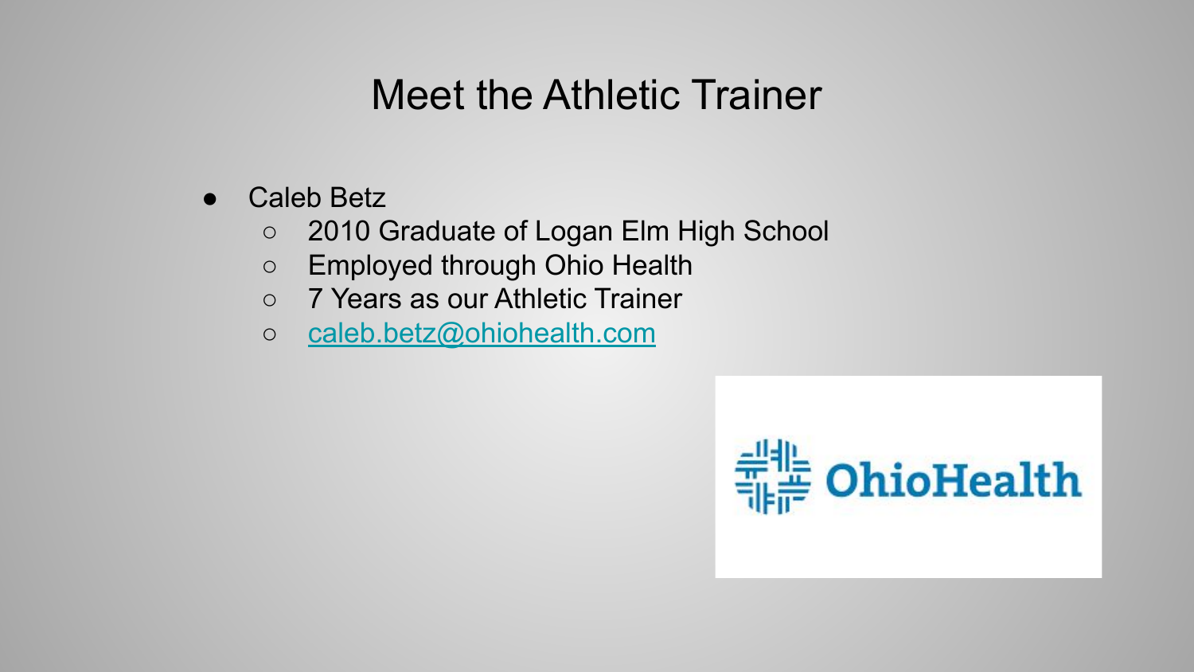# Meet the Athletic Trainer

- Caleb Betz
  - 2010 Graduate of Logan Elm High School
  - Employed through Ohio Health
  - 7 Years as our Athletic Trainer
  - caleb.betz@ohiohealth.com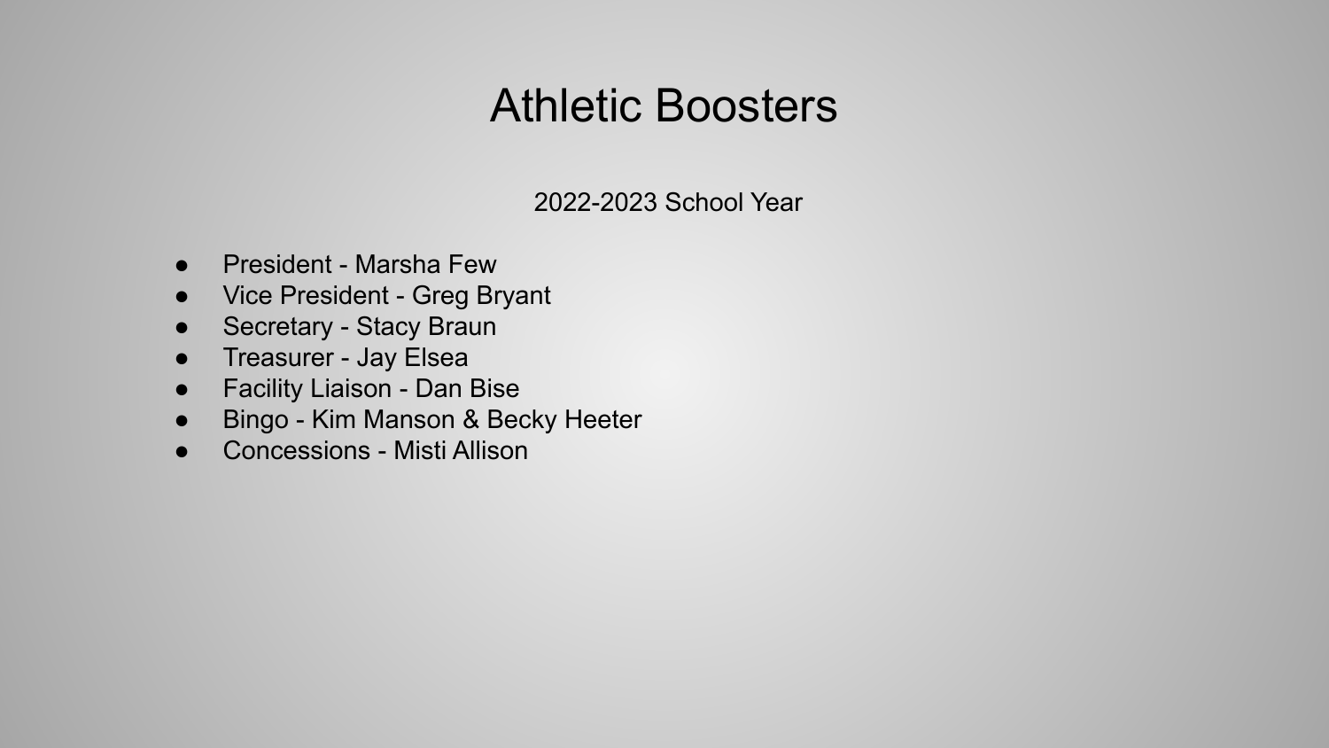# Athletic Boosters

2022-2023 School Year

- President - Marsha Few
- Vice President - Greg Bryant
- Secretary - Stacy Braun
- Treasurer - Jay Elsea
- Facility Liaison - Dan Bise
- Bingo - Kim Manson & Becky Heeter
- Concessions - Misti Allison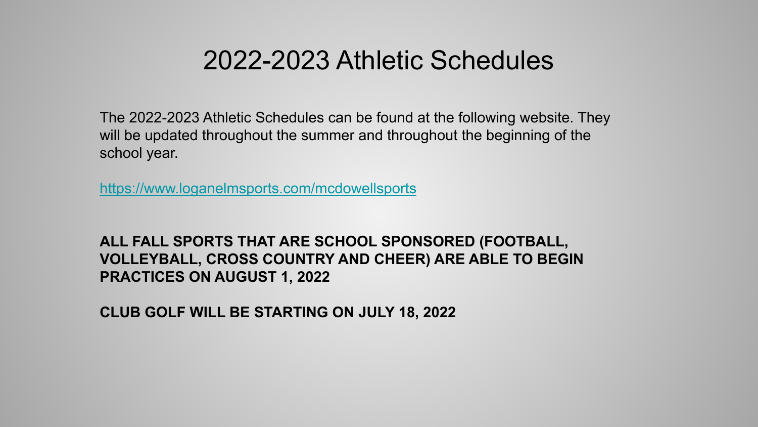# 2022-2023 Athletic Schedules

The 2022-2023 Athletic Schedules can be found at the following website. They will be updated throughout the summer and throughout the beginning of the school year.

https://www.loganelmsports.com/mcdowellsports

**ALL FALL SPORTS THAT ARE SCHOOL SPONSORED (FOOTBALL, VOLLEYBALL, CROSS COUNTRY AND CHEER) ARE ABLE TO BEGIN PRACTICES ON AUGUST 1, 2022**

**CLUB GOLF WILL BE STARTING ON JULY 18, 2022**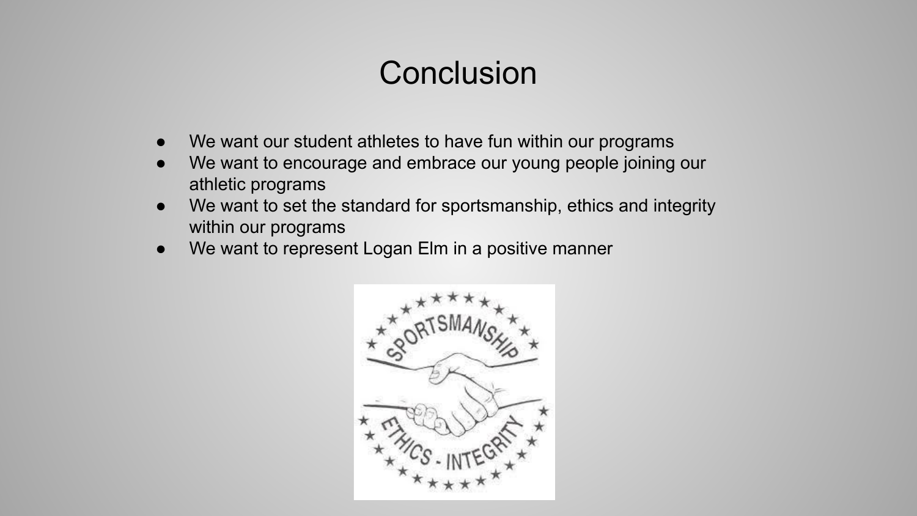# Conclusion

- We want our student athletes to have fun within our programs
- We want to encourage and embrace our young people joining our athletic programs
- We want to set the standard for sportsmanship, ethics and integrity within our programs
- We want to represent Logan Elm in a positive manner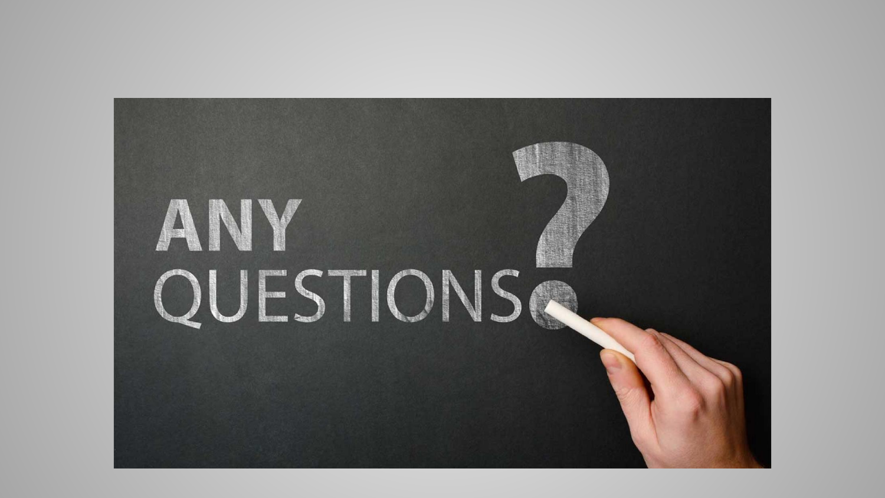ANY
QUESTIONS?